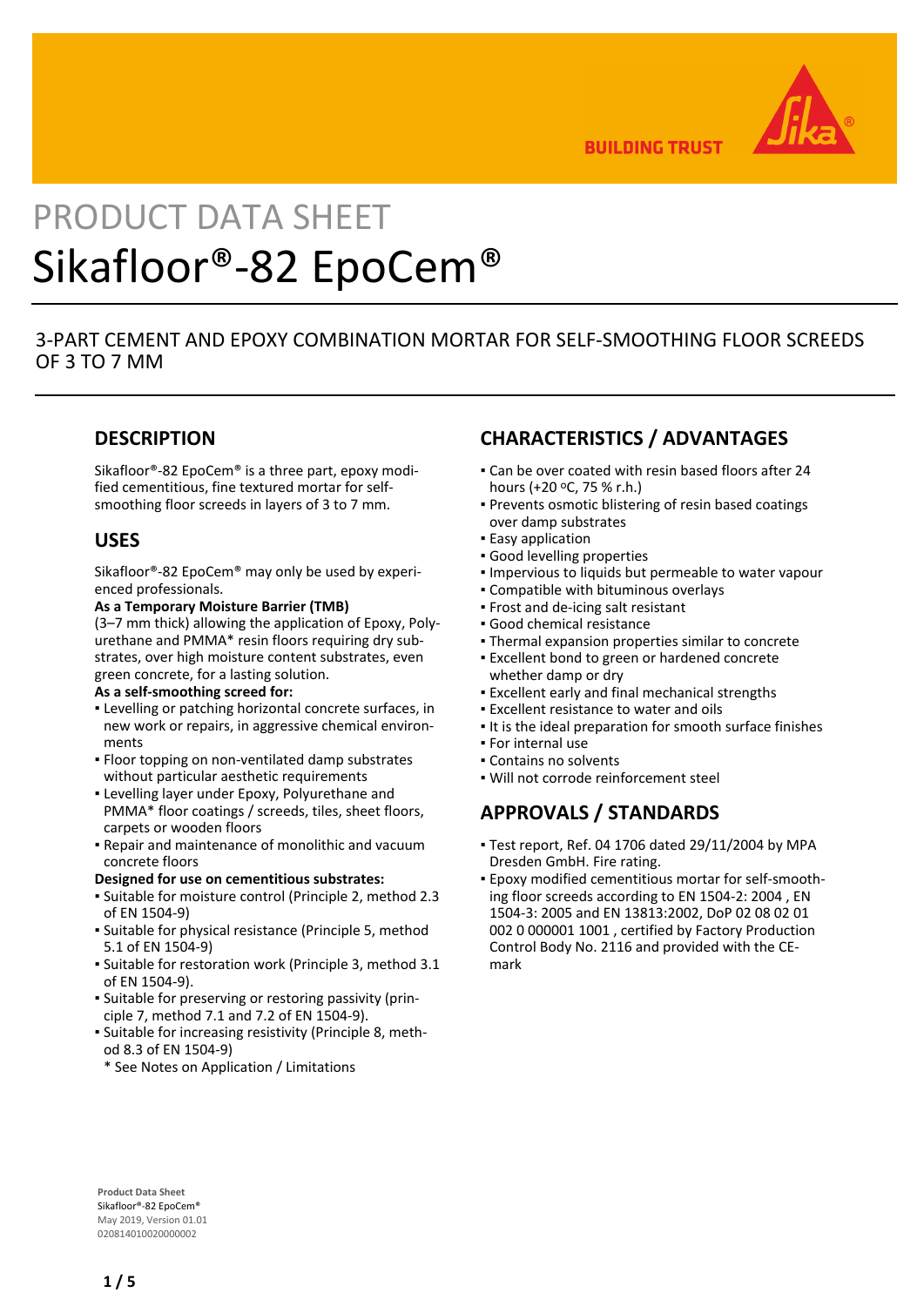PRODUCT DATA SHEET

# Sikafloor®-82 EpoCem®

3-PART CEMENT AND EPOXY COMBINATION MORTAR FOR SELF-SMOOTHING FLOOR SCREEDS OF 3 TO 7 MM

## DESCRIPTION

Sikafloor®-82 EpoCem® is a three part, epoxy modified cementitious, fine textured mortar for self-smoothing floor screeds in layers of 3 to 7 mm.

## USES

Sikafloor®-82 EpoCem® may only be used by experienced professionals.

**As a Temporary Moisture Barrier (TMB)**

(3–7 mm thick) allowing the application of Epoxy, Polyurethane and PMMA* resin floors requiring dry substrates, over high moisture content substrates, even green concrete, for a lasting solution.

**As a self-smoothing screed for:**

- Levelling or patching horizontal concrete surfaces, in new work or repairs, in aggressive chemical environments
- Floor topping on non-ventilated damp substrates without particular aesthetic requirements
- Levelling layer under Epoxy, Polyurethane and PMMA* floor coatings / screeds, tiles, sheet floors, carpets or wooden floors
- Repair and maintenance of monolithic and vacuum concrete floors

**Designed for use on cementitious substrates:**

- Suitable for moisture control (Principle 2, method 2.3 of EN 1504-9)
- Suitable for physical resistance (Principle 5, method 5.1 of EN 1504-9)
- Suitable for restoration work (Principle 3, method 3.1 of EN 1504-9).
- Suitable for preserving or restoring passivity (principle 7, method 7.1 and 7.2 of EN 1504-9).
- Suitable for increasing resistivity (Principle 8, method 8.3 of EN 1504-9)

  * See Notes on Application / Limitations

## CHARACTERISTICS / ADVANTAGES

- Can be over coated with resin based floors after 24 hours (+20 °C, 75 % r.h.)
- Prevents osmotic blistering of resin based coatings over damp substrates
- Easy application
- Good levelling properties
- Impervious to liquids but permeable to water vapour
- Compatible with bituminous overlays
- Frost and de-icing salt resistant
- Good chemical resistance
- Thermal expansion properties similar to concrete
- Excellent bond to green or hardened concrete whether damp or dry
- Excellent early and final mechanical strengths
- Excellent resistance to water and oils
- It is the ideal preparation for smooth surface finishes
- For internal use
- Contains no solvents
- Will not corrode reinforcement steel

## APPROVALS / STANDARDS

- Test report, Ref. 04 1706 dated 29/11/2004 by MPA Dresden GmbH. Fire rating.
- Epoxy modified cementitious mortar for self-smoothing floor screeds according to EN 1504-2: 2004 , EN 1504-3: 2005 and EN 13813:2002, DoP 02 08 02 01 002 0 000001 1001 , certified by Factory Production Control Body No. 2116 and provided with the CE-mark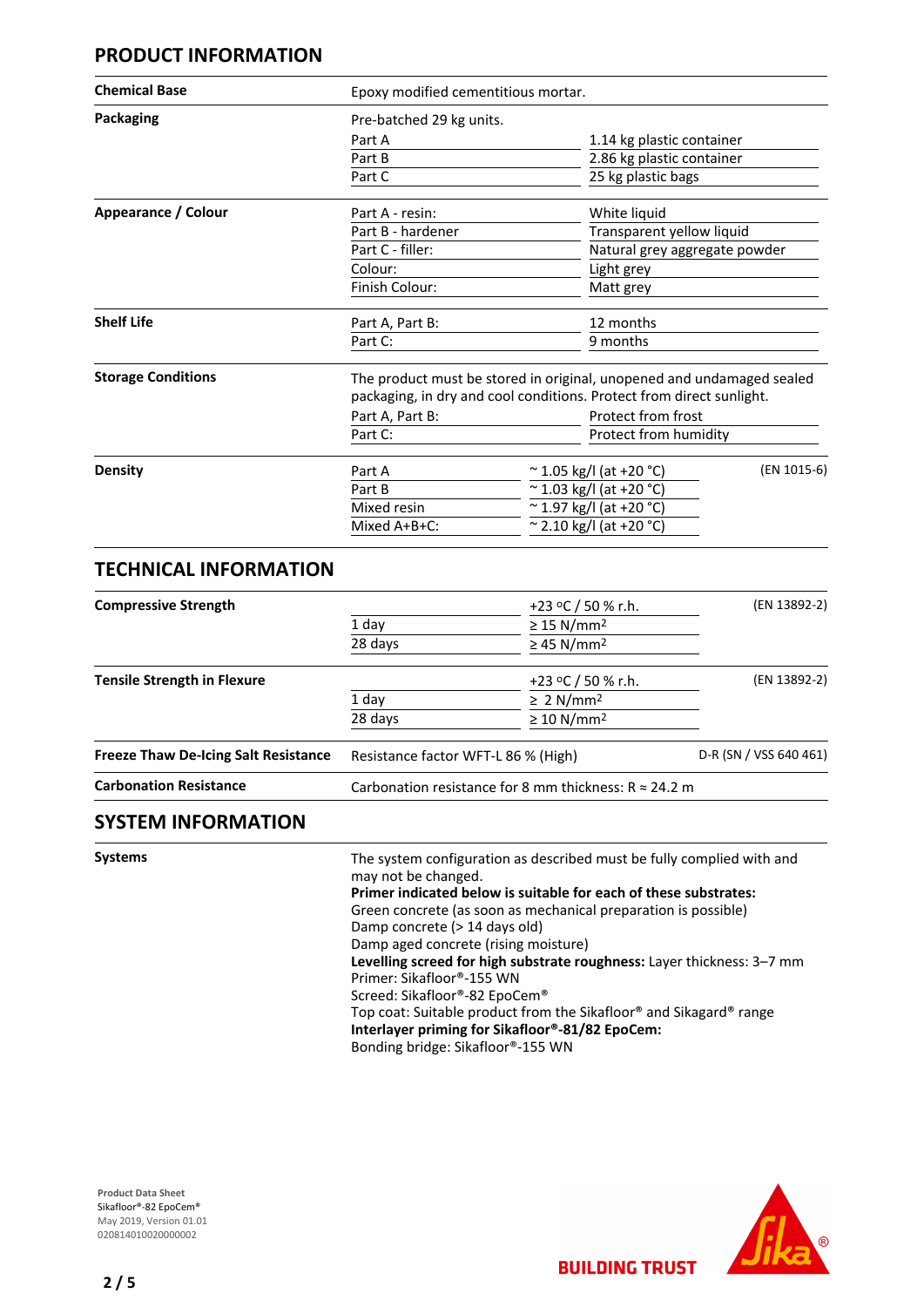## PRODUCT INFORMATION

| | | | |
|---|---|---|---|
| **Chemical Base** | Epoxy modified cementitious mortar. | | |
| **Packaging** | Pre-batched 29 kg units. | | |
| | Part A | 1.14 kg plastic container | |
| | Part B | 2.86 kg plastic container | |
| | Part C | 25 kg plastic bags | |
| **Appearance / Colour** | Part A - resin: | White liquid | |
| | Part B - hardener | Transparent yellow liquid | |
| | Part C - filler: | Natural grey aggregate powder | |
| | Colour: | Light grey | |
| | Finish Colour: | Matt grey | |
| **Shelf Life** | Part A, Part B: | 12 months | |
| | Part C: | 9 months | |
| **Storage Conditions** | The product must be stored in original, unopened and undamaged sealed packaging, in dry and cool conditions. Protect from direct sunlight. | | |
| | Part A, Part B: | Protect from frost | |
| | Part C: | Protect from humidity | |
| **Density** | Part A | ~ 1.05 kg/l (at +20 °C) | (EN 1015-6) |
| | Part B | ~ 1.03 kg/l (at +20 °C) | |
| | Mixed resin | ~ 1.97 kg/l (at +20 °C) | |
| | Mixed A+B+C: | ~ 2.10 kg/l (at +20 °C) | |

## TECHNICAL INFORMATION

| | | | |
|---|---|---|---|
| **Compressive Strength** | | +23 °C / 50 % r.h. | (EN 13892-2) |
| | 1 day | ≥ 15 N/mm² | |
| | 28 days | ≥ 45 N/mm² | |
| **Tensile Strength in Flexure** | | +23 °C / 50 % r.h. | (EN 13892-2) |
| | 1 day | ≥ 2 N/mm² | |
| | 28 days | ≥ 10 N/mm² | |
| **Freeze Thaw De-Icing Salt Resistance** | Resistance factor WFT-L 86 % (High) | | D-R (SN / VSS 640 461) |
| **Carbonation Resistance** | Carbonation resistance for 8 mm thickness: R ≈ 24.2 m | | |

## SYSTEM INFORMATION

**Systems**

The system configuration as described must be fully complied with and may not be changed.

**Primer indicated below is suitable for each of these substrates:**

Green concrete (as soon as mechanical preparation is possible)
Damp concrete (> 14 days old)
Damp aged concrete (rising moisture)

**Levelling screed for high substrate roughness:** Layer thickness: 3–7 mm
Primer: Sikafloor®-155 WN
Screed: Sikafloor®-82 EpoCem®
Top coat: Suitable product from the Sikafloor® and Sikagard® range

**Interlayer priming for Sikafloor®-81/82 EpoCem:**
Bonding bridge: Sikafloor®-155 WN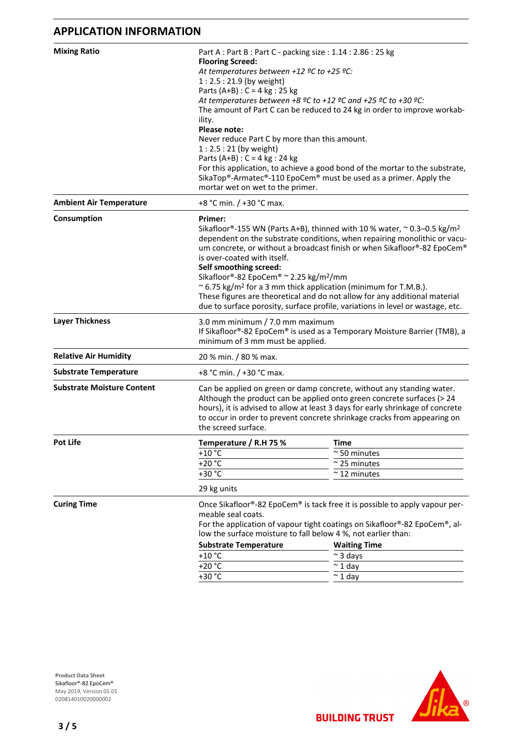## APPLICATION INFORMATION

**Mixing Ratio**

Part A : Part B : Part C - packing size : 1.14 : 2.86 : 25 kg

**Flooring Screed:**

*At temperatures between +12 ºC to +25 ºC:*

1 : 2.5 : 21.9 (by weight)

Parts (A+B) : C = 4 kg : 25 kg

*At temperatures between +8 ºC to +12 ºC and +25 ºC to +30 ºC:*

The amount of Part C can be reduced to 24 kg in order to improve workability.

**Please note:**

Never reduce Part C by more than this amount.

1 : 2.5 : 21 (by weight)

Parts (A+B) : C = 4 kg : 24 kg

For this application, to achieve a good bond of the mortar to the substrate, SikaTop®-Armatec®-110 EpoCem® must be used as a primer. Apply the mortar wet on wet to the primer.

**Ambient Air Temperature**

+8 °C min. / +30 °C max.

**Consumption**

**Primer:**

Sikafloor®-155 WN (Parts A+B), thinned with 10 % water, ~ 0.3–0.5 kg/m² dependent on the substrate conditions, when repairing monolithic or vacuum concrete, or without a broadcast finish or when Sikafloor®-82 EpoCem® is over-coated with itself.

**Self smoothing screed:**

Sikafloor®-82 EpoCem® ~ 2.25 kg/m²/mm

~ 6.75 kg/m² for a 3 mm thick application (minimum for T.M.B.).

These figures are theoretical and do not allow for any additional material due to surface porosity, surface profile, variations in level or wastage, etc.

**Layer Thickness**

3.0 mm minimum / 7.0 mm maximum

If Sikafloor®-82 EpoCem® is used as a Temporary Moisture Barrier (TMB), a minimum of 3 mm must be applied.

**Relative Air Humidity**

20 % min. / 80 % max.

**Substrate Temperature**

+8 °C min. / +30 °C max.

**Substrate Moisture Content**

Can be applied on green or damp concrete, without any standing water. Although the product can be applied onto green concrete surfaces (> 24 hours), it is advised to allow at least 3 days for early shrinkage of concrete to occur in order to prevent concrete shrinkage cracks from appearing on the screed surface.

**Pot Life**

| Temperature / R.H 75 % | Time |
|---|---|
| +10 °C | ~ 50 minutes |
| +20 °C | ~ 25 minutes |
| +30 °C | ~ 12 minutes |

29 kg units

**Curing Time**

Once Sikafloor®-82 EpoCem® is tack free it is possible to apply vapour permeable seal coats.

For the application of vapour tight coatings on Sikafloor®-82 EpoCem®, allow the surface moisture to fall below 4 %, not earlier than:

| Substrate Temperature | Waiting Time |
|---|---|
| +10 °C | ~ 3 days |
| +20 °C | ~ 1 day |
| +30 °C | ~ 1 day |

**Product Data Sheet**
Sikafloor®-82 EpoCem®
May 2019, Version 01.01
020814010020000002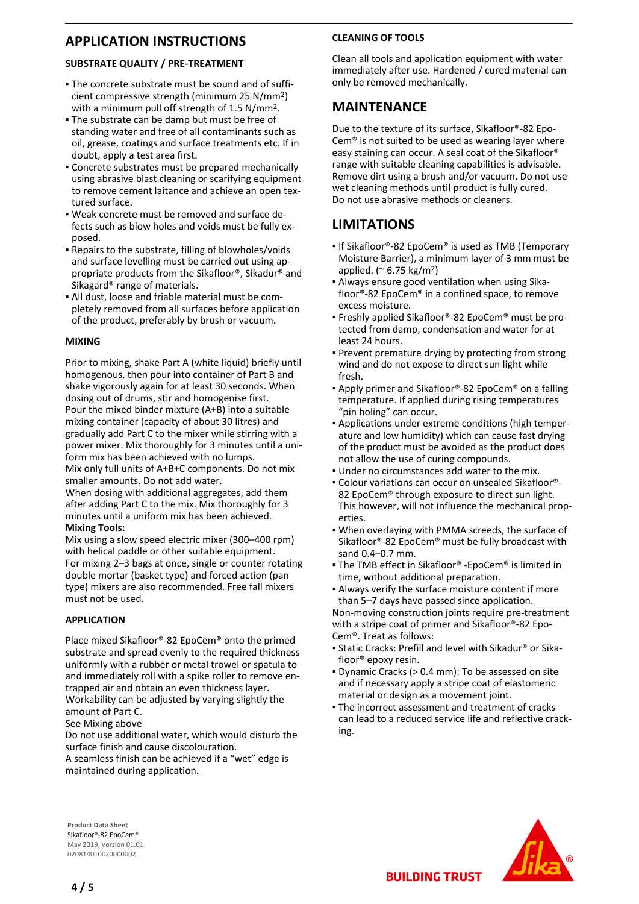## APPLICATION INSTRUCTIONS

### SUBSTRATE QUALITY / PRE-TREATMENT

- The concrete substrate must be sound and of sufficient compressive strength (minimum 25 N/mm$^2$) with a minimum pull off strength of 1.5 N/mm$^2$.
- The substrate can be damp but must be free of standing water and free of all contaminants such as oil, grease, coatings and surface treatments etc. If in doubt, apply a test area first.
- Concrete substrates must be prepared mechanically using abrasive blast cleaning or scarifying equipment to remove cement laitance and achieve an open textured surface.
- Weak concrete must be removed and surface defects such as blow holes and voids must be fully exposed.
- Repairs to the substrate, filling of blowholes/voids and surface levelling must be carried out using appropriate products from the Sikafloor®, Sikadur® and Sikagard® range of materials.
- All dust, loose and friable material must be completely removed from all surfaces before application of the product, preferably by brush or vacuum.

### MIXING

Prior to mixing, shake Part A (white liquid) briefly until homogenous, then pour into container of Part B and shake vigorously again for at least 30 seconds. When dosing out of drums, stir and homogenise first.
Pour the mixed binder mixture (A+B) into a suitable mixing container (capacity of about 30 litres) and gradually add Part C to the mixer while stirring with a power mixer. Mix thoroughly for 3 minutes until a uniform mix has been achieved with no lumps.
Mix only full units of A+B+C components. Do not mix smaller amounts. Do not add water.
When dosing with additional aggregates, add them after adding Part C to the mix. Mix thoroughly for 3 minutes until a uniform mix has been achieved.
**Mixing Tools:**
Mix using a slow speed electric mixer (300–400 rpm) with helical paddle or other suitable equipment.
For mixing 2–3 bags at once, single or counter rotating double mortar (basket type) and forced action (pan type) mixers are also recommended. Free fall mixers must not be used.

### APPLICATION

Place mixed Sikafloor®-82 EpoCem® onto the primed substrate and spread evenly to the required thickness uniformly with a rubber or metal trowel or spatula to and immediately roll with a spike roller to remove entrapped air and obtain an even thickness layer.
Workability can be adjusted by varying slightly the amount of Part C.
See Mixing above
Do not use additional water, which would disturb the surface finish and cause discolouration.
A seamless finish can be achieved if a “wet” edge is maintained during application.

### CLEANING OF TOOLS

Clean all tools and application equipment with water immediately after use. Hardened / cured material can only be removed mechanically.

## MAINTENANCE

Due to the texture of its surface, Sikafloor®-82 EpoCem® is not suited to be used as wearing layer where easy staining can occur. A seal coat of the Sikafloor® range with suitable cleaning capabilities is advisable. Remove dirt using a brush and/or vacuum. Do not use wet cleaning methods until product is fully cured.
Do not use abrasive methods or cleaners.

## LIMITATIONS

- If Sikafloor®-82 EpoCem® is used as TMB (Temporary Moisture Barrier), a minimum layer of 3 mm must be applied. (~ 6.75 kg/m$^2$)
- Always ensure good ventilation when using Sikafloor®-82 EpoCem® in a confined space, to remove excess moisture.
- Freshly applied Sikafloor®-82 EpoCem® must be protected from damp, condensation and water for at least 24 hours.
- Prevent premature drying by protecting from strong wind and do not expose to direct sun light while fresh.
- Apply primer and Sikafloor®-82 EpoCem® on a falling temperature. If applied during rising temperatures “pin holing” can occur.
- Applications under extreme conditions (high temperature and low humidity) which can cause fast drying of the product must be avoided as the product does not allow the use of curing compounds.
- Under no circumstances add water to the mix.
- Colour variations can occur on unsealed Sikafloor®-82 EpoCem® through exposure to direct sun light. This however, will not influence the mechanical properties.
- When overlaying with PMMA screeds, the surface of Sikafloor®-82 EpoCem® must be fully broadcast with sand 0.4–0.7 mm.
- The TMB effect in Sikafloor® -EpoCem® is limited in time, without additional preparation.
- Always verify the surface moisture content if more than 5–7 days have passed since application.

Non-moving construction joints require pre-treatment with a stripe coat of primer and Sikafloor®-82 EpoCem®. Treat as follows:

- Static Cracks: Prefill and level with Sikadur® or Sikafloor® epoxy resin.
- Dynamic Cracks (> 0.4 mm): To be assessed on site and if necessary apply a stripe coat of elastomeric material or design as a movement joint.
- The incorrect assessment and treatment of cracks can lead to a reduced service life and reflective cracking.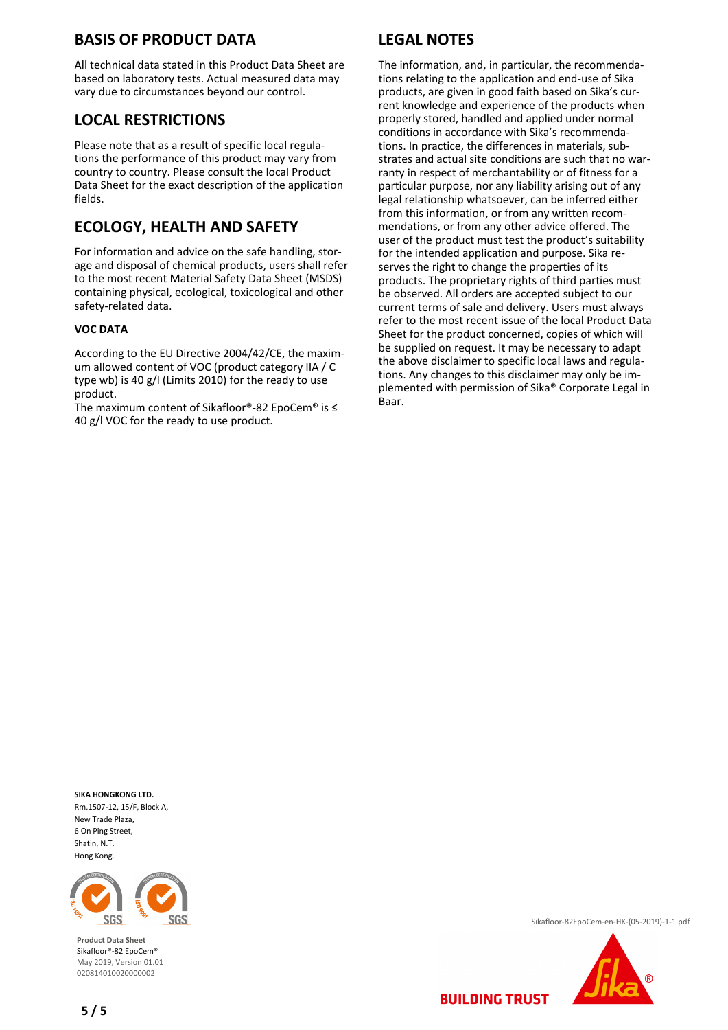## BASIS OF PRODUCT DATA

All technical data stated in this Product Data Sheet are based on laboratory tests. Actual measured data may vary due to circumstances beyond our control.

## LOCAL RESTRICTIONS

Please note that as a result of specific local regulations the performance of this product may vary from country to country. Please consult the local Product Data Sheet for the exact description of the application fields.

## ECOLOGY, HEALTH AND SAFETY

For information and advice on the safe handling, storage and disposal of chemical products, users shall refer to the most recent Material Safety Data Sheet (MSDS) containing physical, ecological, toxicological and other safety-related data.

### VOC DATA

According to the EU Directive 2004/42/CE, the maximum allowed content of VOC (product category IIA / C type wb) is 40 g/l (Limits 2010) for the ready to use product.
The maximum content of Sikafloor®-82 EpoCem® is ≤ 40 g/l VOC for the ready to use product.

## LEGAL NOTES

The information, and, in particular, the recommendations relating to the application and end-use of Sika products, are given in good faith based on Sika's current knowledge and experience of the products when properly stored, handled and applied under normal conditions in accordance with Sika's recommendations. In practice, the differences in materials, substrates and actual site conditions are such that no warranty in respect of merchantability or of fitness for a particular purpose, nor any liability arising out of any legal relationship whatsoever, can be inferred either from this information, or from any written recommendations, or from any other advice offered. The user of the product must test the product's suitability for the intended application and purpose. Sika reserves the right to change the properties of its products. The proprietary rights of third parties must be observed. All orders are accepted subject to our current terms of sale and delivery. Users must always refer to the most recent issue of the local Product Data Sheet for the product concerned, copies of which will be supplied on request. It may be necessary to adapt the above disclaimer to specific local laws and regulations. Any changes to this disclaimer may only be implemented with permission of Sika® Corporate Legal in Baar.

**SIKA HONGKONG LTD.**
Rm.1507-12, 15/F, Block A,
New Trade Plaza,
6 On Ping Street,
Shatin, N.T.
Hong Kong.

**Product Data Sheet**
Sikafloor®-82 EpoCem®
May 2019, Version 01.01
020814010020000002

Sikafloor-82EpoCem-en-HK-(05-2019)-1-1.pdf

BUILDING TRUST